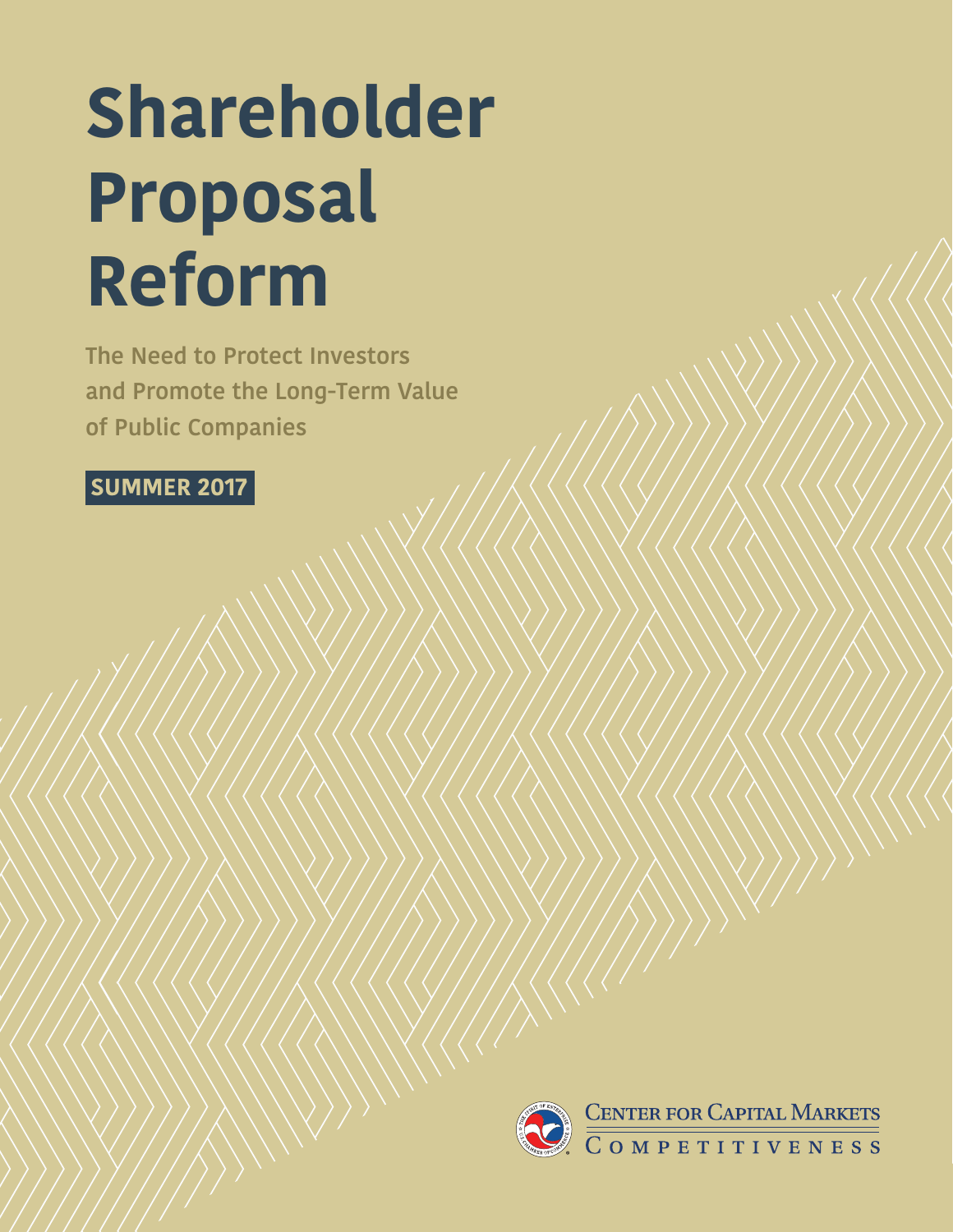# Shareholder Proposal Reform

The Need to Protect Investors and Promote the Long-Term Value of Public Companies

**SUMMER 2017**

CENTER FOR CAPITAL MARKETS COMPETITIVENESS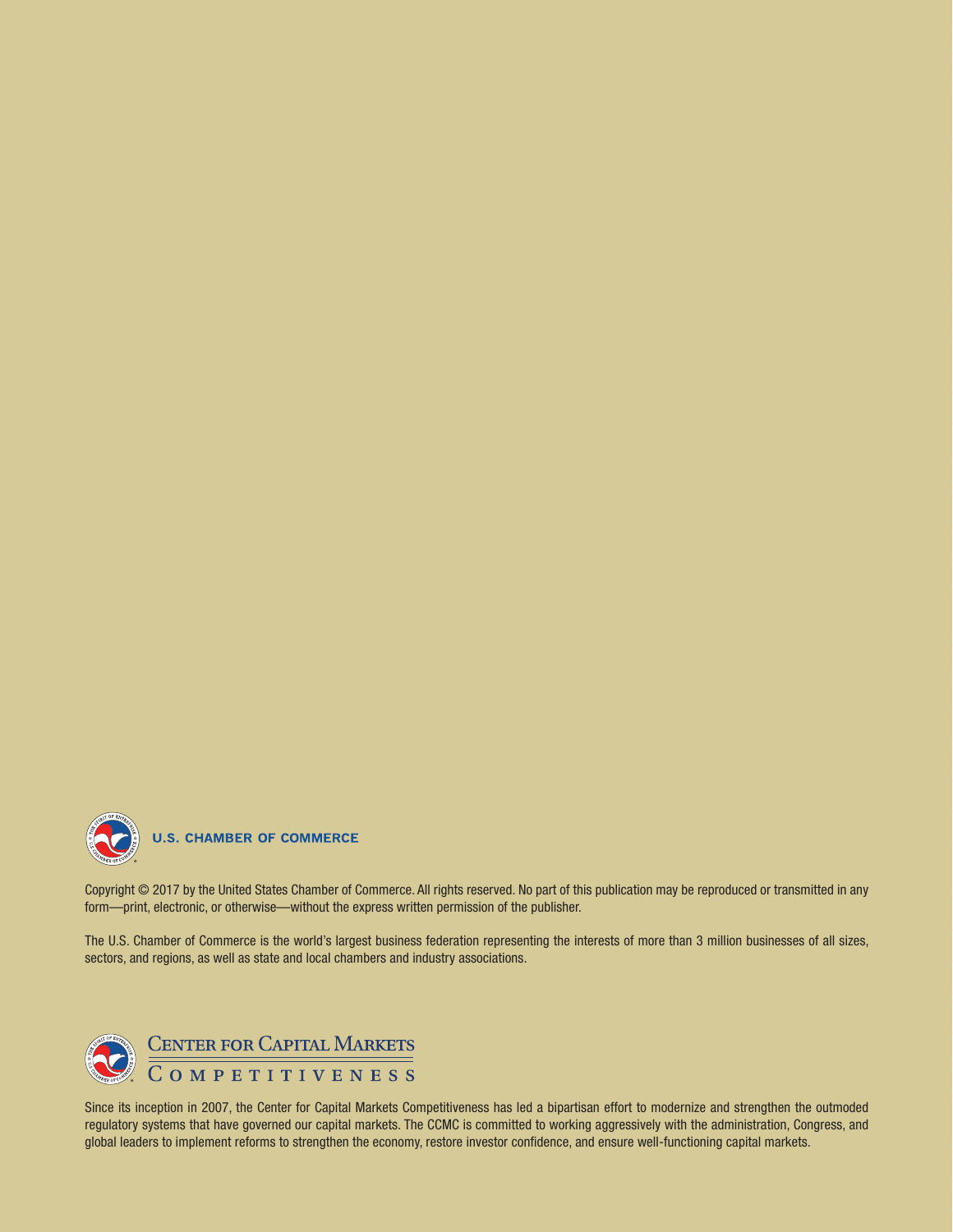**U.S. CHAMBER OF COMMERCE**

Copyright © 2017 by the United States Chamber of Commerce. All rights reserved. No part of this publication may be reproduced or transmitted in any form—print, electronic, or otherwise—without the express written permission of the publisher.

The U.S. Chamber of Commerce is the world's largest business federation representing the interests of more than 3 million businesses of all sizes, sectors, and regions, as well as state and local chambers and industry associations.

**CENTER FOR CAPITAL MARKETS COMPETITIVENESS**

Since its inception in 2007, the Center for Capital Markets Competitiveness has led a bipartisan effort to modernize and strengthen the outmoded regulatory systems that have governed our capital markets. The CCMC is committed to working aggressively with the administration, Congress, and global leaders to implement reforms to strengthen the economy, restore investor confidence, and ensure well-functioning capital markets.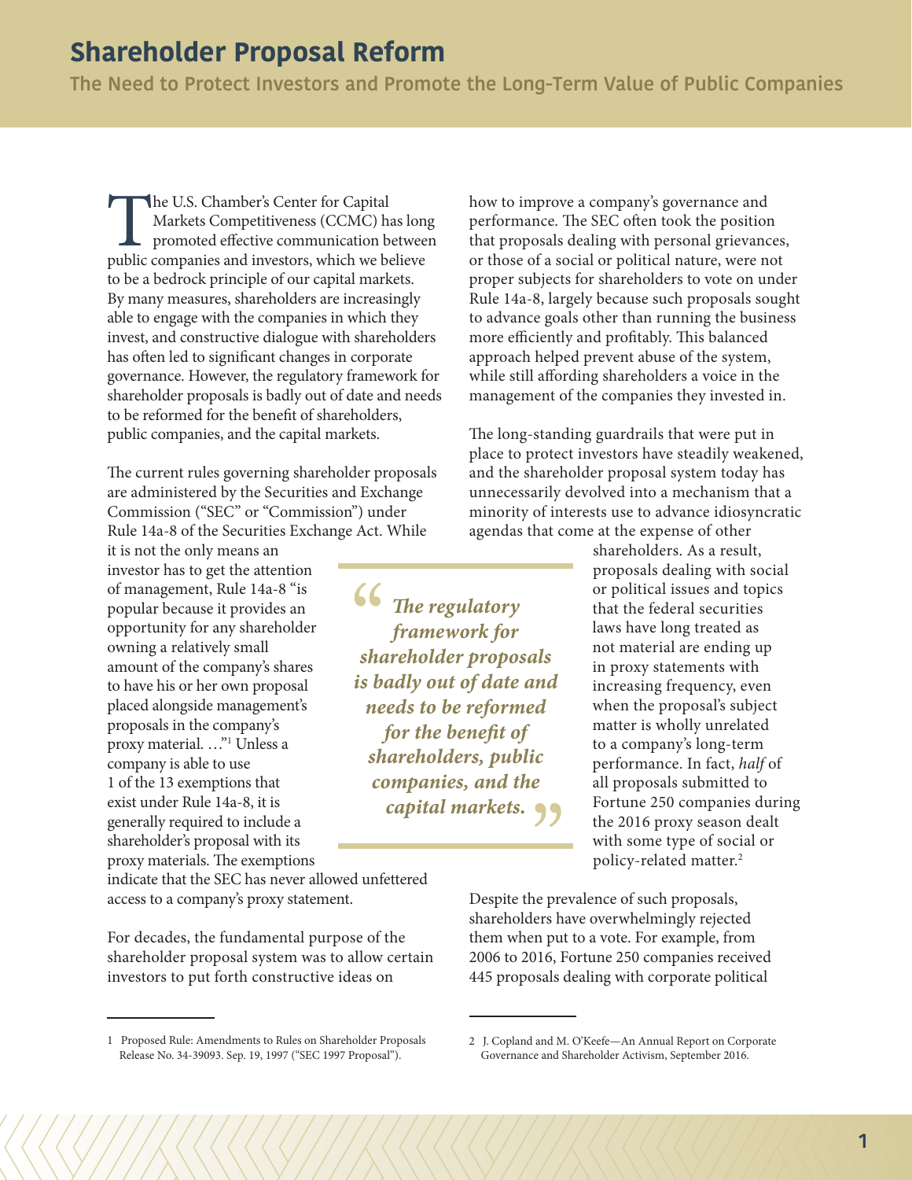# Shareholder Proposal Reform

## The Need to Protect Investors and Promote the Long-Term Value of Public Companies

The U.S. Chamber's Center for Capital Markets Competitiveness (CCMC) has long promoted effective communication between public companies and investors, which we believe to be a bedrock principle of our capital markets. By many measures, shareholders are increasingly able to engage with the companies in which they invest, and constructive dialogue with shareholders has often led to significant changes in corporate governance. However, the regulatory framework for shareholder proposals is badly out of date and needs to be reformed for the benefit of shareholders, public companies, and the capital markets.

The current rules governing shareholder proposals are administered by the Securities and Exchange Commission ("SEC" or "Commission") under Rule 14a-8 of the Securities Exchange Act. While it is not the only means an investor has to get the attention of management, Rule 14a-8 "is popular because it provides an opportunity for any shareholder owning a relatively small amount of the company's shares to have his or her own proposal placed alongside management's proposals in the company's proxy material. …"[1] Unless a company is able to use 1 of the 13 exemptions that exist under Rule 14a-8, it is generally required to include a shareholder's proposal with its proxy materials. The exemptions indicate that the SEC has never allowed unfettered access to a company's proxy statement.

> ***"The regulatory framework for shareholder proposals is badly out of date and needs to be reformed for the benefit of shareholders, public companies, and the capital markets."***

For decades, the fundamental purpose of the shareholder proposal system was to allow certain investors to put forth constructive ideas on how to improve a company's governance and performance. The SEC often took the position that proposals dealing with personal grievances, or those of a social or political nature, were not proper subjects for shareholders to vote on under Rule 14a-8, largely because such proposals sought to advance goals other than running the business more efficiently and profitably. This balanced approach helped prevent abuse of the system, while still affording shareholders a voice in the management of the companies they invested in.

The long-standing guardrails that were put in place to protect investors have steadily weakened, and the shareholder proposal system today has unnecessarily devolved into a mechanism that a minority of interests use to advance idiosyncratic agendas that come at the expense of other shareholders. As a result, proposals dealing with social or political issues and topics that the federal securities laws have long treated as not material are ending up in proxy statements with increasing frequency, even when the proposal's subject matter is wholly unrelated to a company's long-term performance. In fact, *half* of all proposals submitted to Fortune 250 companies during the 2016 proxy season dealt with some type of social or policy-related matter.[2]

Despite the prevalence of such proposals, shareholders have overwhelmingly rejected them when put to a vote. For example, from 2006 to 2016, Fortune 250 companies received 445 proposals dealing with corporate political

---

1 Proposed Rule: Amendments to Rules on Shareholder Proposals Release No. 34-39093. Sep. 19, 1997 ("SEC 1997 Proposal").

2 J. Copland and M. O'Keefe—An Annual Report on Corporate Governance and Shareholder Activism, September 2016.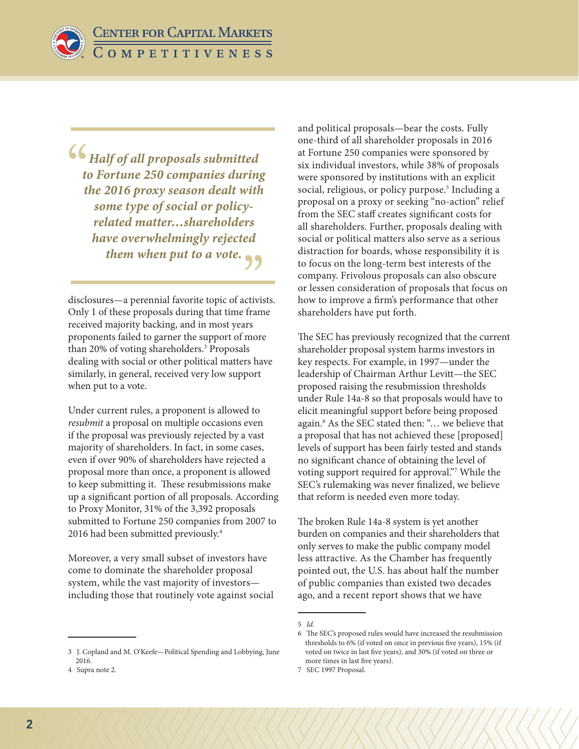> *Half of all proposals submitted to Fortune 250 companies during the 2016 proxy season dealt with some type of social or policy-related matter…shareholders have overwhelmingly rejected them when put to a vote.*

disclosures—a perennial favorite topic of activists. Only 1 of these proposals during that time frame received majority backing, and in most years proponents failed to garner the support of more than 20% of voting shareholders.[3] Proposals dealing with social or other political matters have similarly, in general, received very low support when put to a vote.

Under current rules, a proponent is allowed to *resubmit* a proposal on multiple occasions even if the proposal was previously rejected by a vast majority of shareholders. In fact, in some cases, even if over 90% of shareholders have rejected a proposal more than once, a proponent is allowed to keep submitting it. These resubmissions make up a significant portion of all proposals. According to Proxy Monitor, 31% of the 3,392 proposals submitted to Fortune 250 companies from 2007 to 2016 had been submitted previously.[4]

Moreover, a very small subset of investors have come to dominate the shareholder proposal system, while the vast majority of investors—including those that routinely vote against social and political proposals—bear the costs. Fully one-third of all shareholder proposals in 2016 at Fortune 250 companies were sponsored by six individual investors, while 38% of proposals were sponsored by institutions with an explicit social, religious, or policy purpose.[5] Including a proposal on a proxy or seeking "no-action" relief from the SEC staff creates significant costs for all shareholders. Further, proposals dealing with social or political matters also serve as a serious distraction for boards, whose responsibility it is to focus on the long-term best interests of the company. Frivolous proposals can also obscure or lessen consideration of proposals that focus on how to improve a firm's performance that other shareholders have put forth.

The SEC has previously recognized that the current shareholder proposal system harms investors in key respects. For example, in 1997—under the leadership of Chairman Arthur Levitt—the SEC proposed raising the resubmission thresholds under Rule 14a-8 so that proposals would have to elicit meaningful support before being proposed again.[6] As the SEC stated then: "… we believe that a proposal that has not achieved these [proposed] levels of support has been fairly tested and stands no significant chance of obtaining the level of voting support required for approval."[7] While the SEC's rulemaking was never finalized, we believe that reform is needed even more today.

The broken Rule 14a-8 system is yet another burden on companies and their shareholders that only serves to make the public company model less attractive. As the Chamber has frequently pointed out, the U.S. has about half the number of public companies than existed two decades ago, and a recent report shows that we have

---

3 J. Copland and M. O'Keefe—Political Spending and Lobbying, June 2016.

4 Supra note 2.

5 *Id.*

6 The SEC's proposed rules would have increased the resubmission thresholds to 6% (if voted on once in previous five years), 15% (if voted on twice in last five years), and 30% (if voted on three or more times in last five years).

7 SEC 1997 Proposal.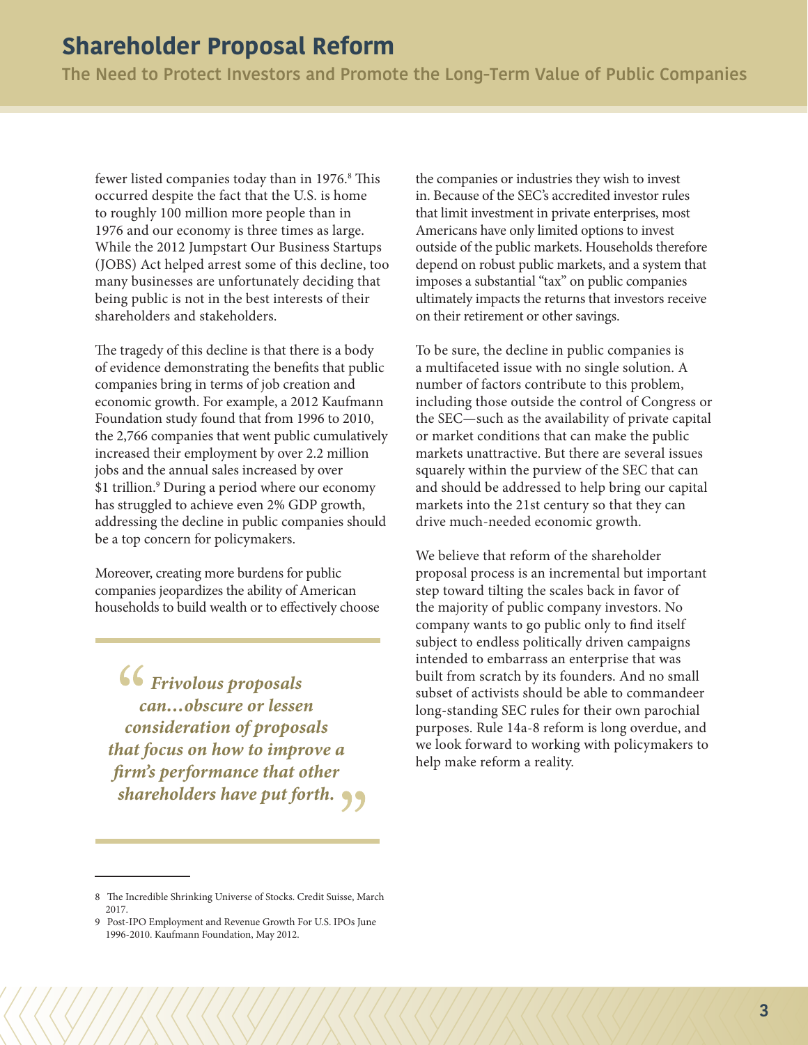fewer listed companies today than in 1976.[8] This occurred despite the fact that the U.S. is home to roughly 100 million more people than in 1976 and our economy is three times as large. While the 2012 Jumpstart Our Business Startups (JOBS) Act helped arrest some of this decline, too many businesses are unfortunately deciding that being public is not in the best interests of their shareholders and stakeholders.

The tragedy of this decline is that there is a body of evidence demonstrating the benefits that public companies bring in terms of job creation and economic growth. For example, a 2012 Kaufmann Foundation study found that from 1996 to 2010, the 2,766 companies that went public cumulatively increased their employment by over 2.2 million jobs and the annual sales increased by over $1 trillion.[9] During a period where our economy has struggled to achieve even 2% GDP growth, addressing the decline in public companies should be a top concern for policymakers.

Moreover, creating more burdens for public companies jeopardizes the ability of American households to build wealth or to effectively choose the companies or industries they wish to invest in. Because of the SEC's accredited investor rules that limit investment in private enterprises, most Americans have only limited options to invest outside of the public markets. Households therefore depend on robust public markets, and a system that imposes a substantial "tax" on public companies ultimately impacts the returns that investors receive on their retirement or other savings.

> ***"Frivolous proposals can…obscure or lessen consideration of proposals that focus on how to improve a firm's performance that other shareholders have put forth."***

To be sure, the decline in public companies is a multifaceted issue with no single solution. A number of factors contribute to this problem, including those outside the control of Congress or the SEC—such as the availability of private capital or market conditions that can make the public markets unattractive. But there are several issues squarely within the purview of the SEC that can and should be addressed to help bring our capital markets into the 21st century so that they can drive much-needed economic growth.

We believe that reform of the shareholder proposal process is an incremental but important step toward tilting the scales back in favor of the majority of public company investors. No company wants to go public only to find itself subject to endless politically driven campaigns intended to embarrass an enterprise that was built from scratch by its founders. And no small subset of activists should be able to commandeer long-standing SEC rules for their own parochial purposes. Rule 14a-8 reform is long overdue, and we look forward to working with policymakers to help make reform a reality.

---

8 The Incredible Shrinking Universe of Stocks. Credit Suisse, March 2017.

9 Post-IPO Employment and Revenue Growth For U.S. IPOs June 1996-2010. Kaufmann Foundation, May 2012.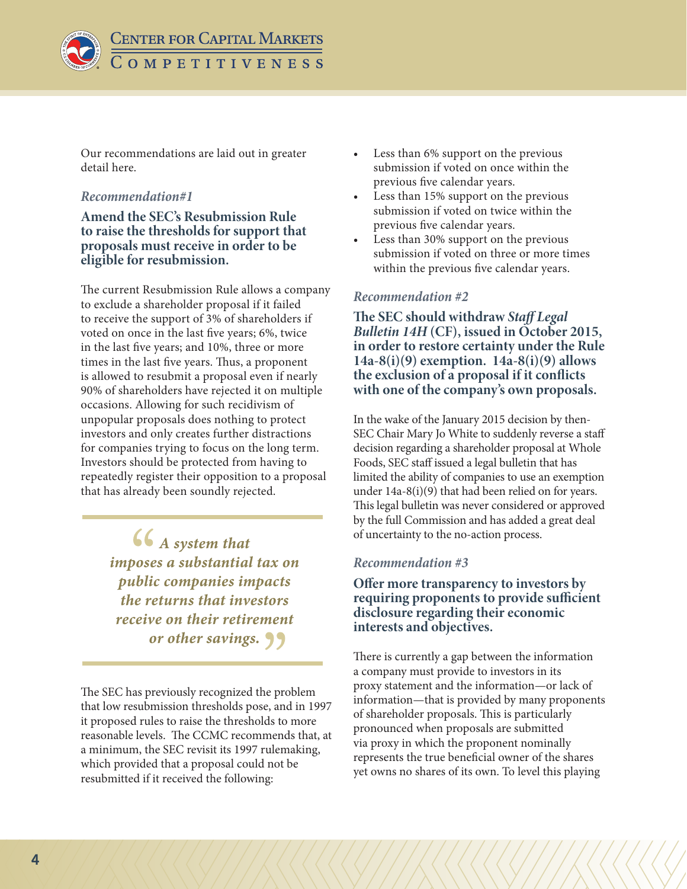Our recommendations are laid out in greater detail here.

### *Recommendation#1*

**Amend the SEC's Resubmission Rule to raise the thresholds for support that proposals must receive in order to be eligible for resubmission.**

The current Resubmission Rule allows a company to exclude a shareholder proposal if it failed to receive the support of 3% of shareholders if voted on once in the last five years; 6%, twice in the last five years; and 10%, three or more times in the last five years. Thus, a proponent is allowed to resubmit a proposal even if nearly 90% of shareholders have rejected it on multiple occasions. Allowing for such recidivism of unpopular proposals does nothing to protect investors and only creates further distractions for companies trying to focus on the long term. Investors should be protected from having to repeatedly register their opposition to a proposal that has already been soundly rejected.

> *"A system that imposes a substantial tax on public companies impacts the returns that investors receive on their retirement or other savings."*

The SEC has previously recognized the problem that low resubmission thresholds pose, and in 1997 it proposed rules to raise the thresholds to more reasonable levels. The CCMC recommends that, at a minimum, the SEC revisit its 1997 rulemaking, which provided that a proposal could not be resubmitted if it received the following:

- Less than 6% support on the previous submission if voted on once within the previous five calendar years.
- Less than 15% support on the previous submission if voted on twice within the previous five calendar years.
- Less than 30% support on the previous submission if voted on three or more times within the previous five calendar years.

### *Recommendation #2*

**The SEC should withdraw *Staff Legal Bulletin 14H* (CF), issued in October 2015, in order to restore certainty under the Rule 14a-8(i)(9) exemption. 14a-8(i)(9) allows the exclusion of a proposal if it conflicts with one of the company's own proposals.**

In the wake of the January 2015 decision by then-SEC Chair Mary Jo White to suddenly reverse a staff decision regarding a shareholder proposal at Whole Foods, SEC staff issued a legal bulletin that has limited the ability of companies to use an exemption under 14a-8(i)(9) that had been relied on for years. This legal bulletin was never considered or approved by the full Commission and has added a great deal of uncertainty to the no-action process.

### *Recommendation #3*

**Offer more transparency to investors by requiring proponents to provide sufficient disclosure regarding their economic interests and objectives.**

There is currently a gap between the information a company must provide to investors in its proxy statement and the information—or lack of information—that is provided by many proponents of shareholder proposals. This is particularly pronounced when proposals are submitted via proxy in which the proponent nominally represents the true beneficial owner of the shares yet owns no shares of its own. To level this playing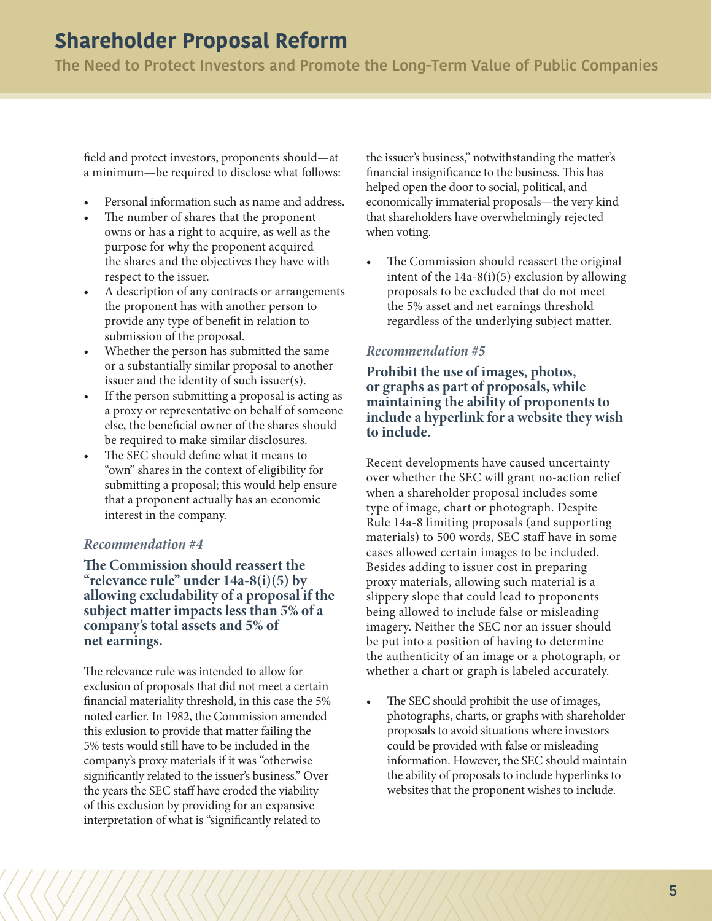field and protect investors, proponents should—at a minimum—be required to disclose what follows:

- Personal information such as name and address.
- The number of shares that the proponent owns or has a right to acquire, as well as the purpose for why the proponent acquired the shares and the objectives they have with respect to the issuer.
- A description of any contracts or arrangements the proponent has with another person to provide any type of benefit in relation to submission of the proposal.
- Whether the person has submitted the same or a substantially similar proposal to another issuer and the identity of such issuer(s).
- If the person submitting a proposal is acting as a proxy or representative on behalf of someone else, the beneficial owner of the shares should be required to make similar disclosures.
- The SEC should define what it means to "own" shares in the context of eligibility for submitting a proposal; this would help ensure that a proponent actually has an economic interest in the company.

### *Recommendation #4*

**The Commission should reassert the "relevance rule" under 14a-8(i)(5) by allowing excludability of a proposal if the subject matter impacts less than 5% of a company's total assets and 5% of net earnings.**

The relevance rule was intended to allow for exclusion of proposals that did not meet a certain financial materiality threshold, in this case the 5% noted earlier. In 1982, the Commission amended this exlusion to provide that matter failing the 5% tests would still have to be included in the company's proxy materials if it was "otherwise significantly related to the issuer's business." Over the years the SEC staff have eroded the viability of this exclusion by providing for an expansive interpretation of what is "significantly related to the issuer's business," notwithstanding the matter's financial insignificance to the business. This has helped open the door to social, political, and economically immaterial proposals—the very kind that shareholders have overwhelmingly rejected when voting.

- The Commission should reassert the original intent of the 14a-8(i)(5) exclusion by allowing proposals to be excluded that do not meet the 5% asset and net earnings threshold regardless of the underlying subject matter.

### *Recommendation #5*

**Prohibit the use of images, photos, or graphs as part of proposals, while maintaining the ability of proponents to include a hyperlink for a website they wish to include.**

Recent developments have caused uncertainty over whether the SEC will grant no-action relief when a shareholder proposal includes some type of image, chart or photograph. Despite Rule 14a-8 limiting proposals (and supporting materials) to 500 words, SEC staff have in some cases allowed certain images to be included. Besides adding to issuer cost in preparing proxy materials, allowing such material is a slippery slope that could lead to proponents being allowed to include false or misleading imagery. Neither the SEC nor an issuer should be put into a position of having to determine the authenticity of an image or a photograph, or whether a chart or graph is labeled accurately.

- The SEC should prohibit the use of images, photographs, charts, or graphs with shareholder proposals to avoid situations where investors could be provided with false or misleading information. However, the SEC should maintain the ability of proposals to include hyperlinks to websites that the proponent wishes to include.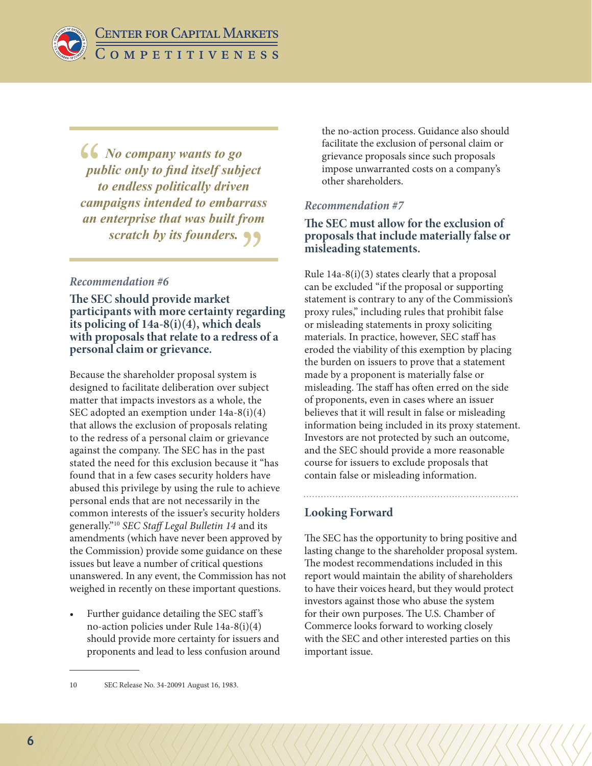> *No company wants to go public only to find itself subject to endless politically driven campaigns intended to embarrass an enterprise that was built from scratch by its founders.*

### *Recommendation #6*

**The SEC should provide market participants with more certainty regarding its policing of 14a-8(i)(4), which deals with proposals that relate to a redress of a personal claim or grievance.**

Because the shareholder proposal system is designed to facilitate deliberation over subject matter that impacts investors as a whole, the SEC adopted an exemption under 14a-8(i)(4) that allows the exclusion of proposals relating to the redress of a personal claim or grievance against the company. The SEC has in the past stated the need for this exclusion because it "has found that in a few cases security holders have abused this privilege by using the rule to achieve personal ends that are not necessarily in the common interests of the issuer's security holders generally."[10] *SEC Staff Legal Bulletin 14* and its amendments (which have never been approved by the Commission) provide some guidance on these issues but leave a number of critical questions unanswered. In any event, the Commission has not weighed in recently on these important questions.

- Further guidance detailing the SEC staff's no-action policies under Rule 14a-8(i)(4) should provide more certainty for issuers and proponents and lead to less confusion around the no-action process. Guidance also should facilitate the exclusion of personal claim or grievance proposals since such proposals impose unwarranted costs on a company's other shareholders.

### *Recommendation #7*

**The SEC must allow for the exclusion of proposals that include materially false or misleading statements.**

Rule 14a-8(i)(3) states clearly that a proposal can be excluded "if the proposal or supporting statement is contrary to any of the Commission's proxy rules," including rules that prohibit false or misleading statements in proxy soliciting materials. In practice, however, SEC staff has eroded the viability of this exemption by placing the burden on issuers to prove that a statement made by a proponent is materially false or misleading. The staff has often erred on the side of proponents, even in cases where an issuer believes that it will result in false or misleading information being included in its proxy statement. Investors are not protected by such an outcome, and the SEC should provide a more reasonable course for issuers to exclude proposals that contain false or misleading information.

## Looking Forward

The SEC has the opportunity to bring positive and lasting change to the shareholder proposal system. The modest recommendations included in this report would maintain the ability of shareholders to have their voices heard, but they would protect investors against those who abuse the system for their own purposes. The U.S. Chamber of Commerce looks forward to working closely with the SEC and other interested parties on this important issue.

---

10 SEC Release No. 34-20091 August 16, 1983.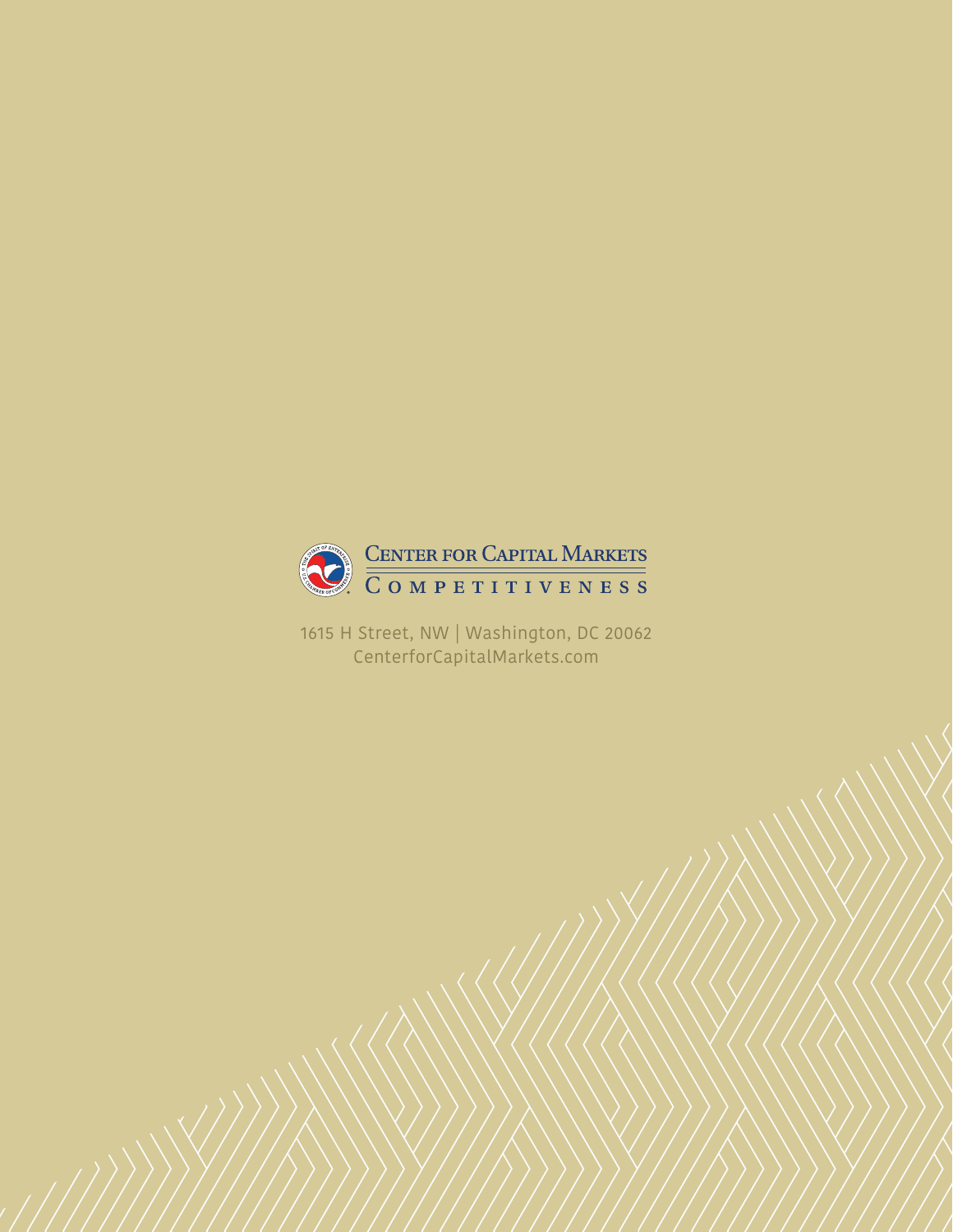Center for Capital Markets Competitiveness

1615 H Street, NW | Washington, DC 20062
CenterforCapitalMarkets.com